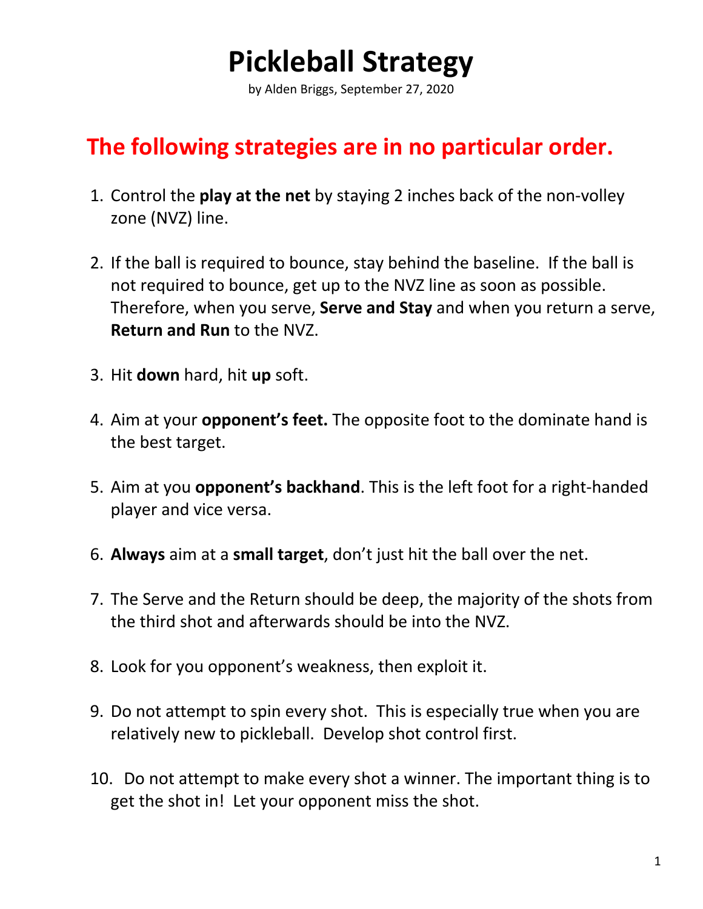# Pickleball Strategy

by Alden Briggs, September 27, 2020

## The following strategies are in no particular order.

1. Control the **play at the net** by staying 2 inches back of the non-volley zone (NVZ) line.

2. If the ball is required to bounce, stay behind the baseline. If the ball is not required to bounce, get up to the NVZ line as soon as possible. Therefore, when you serve, **Serve and Stay** and when you return a serve, **Return and Run** to the NVZ.

3. Hit **down** hard, hit **up** soft.

4. Aim at your **opponent's feet.** The opposite foot to the dominate hand is the best target.

5. Aim at you **opponent's backhand**. This is the left foot for a right-handed player and vice versa.

6. **Always** aim at a **small target**, don't just hit the ball over the net.

7. The Serve and the Return should be deep, the majority of the shots from the third shot and afterwards should be into the NVZ.

8. Look for you opponent's weakness, then exploit it.

9. Do not attempt to spin every shot. This is especially true when you are relatively new to pickleball. Develop shot control first.

10. Do not attempt to make every shot a winner. The important thing is to get the shot in! Let your opponent miss the shot.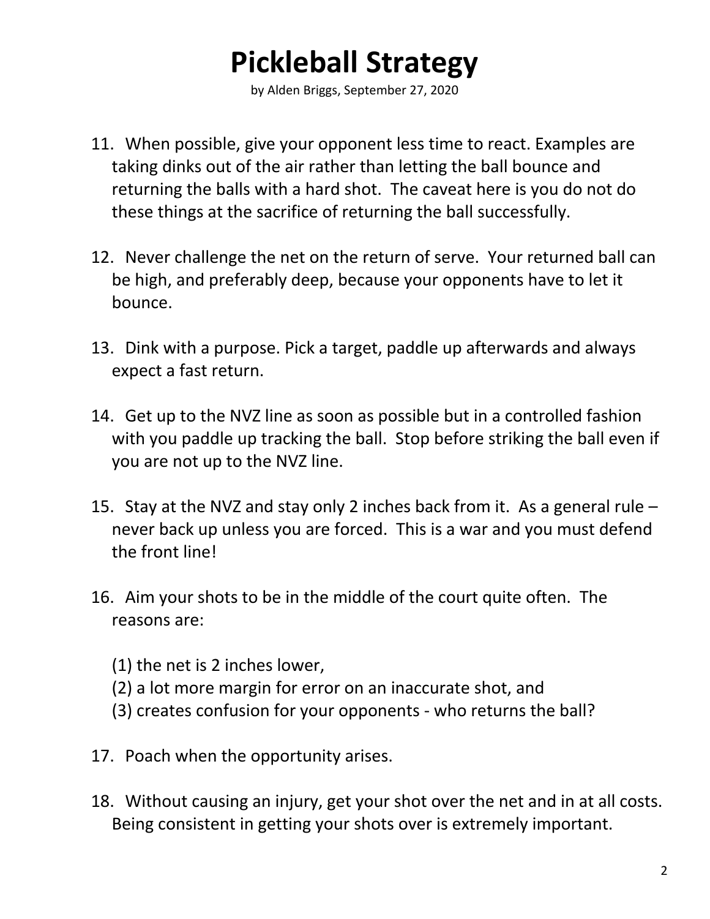# Pickleball Strategy

by Alden Briggs, September 27, 2020

11. When possible, give your opponent less time to react. Examples are taking dinks out of the air rather than letting the ball bounce and returning the balls with a hard shot. The caveat here is you do not do these things at the sacrifice of returning the ball successfully.

12. Never challenge the net on the return of serve. Your returned ball can be high, and preferably deep, because your opponents have to let it bounce.

13. Dink with a purpose. Pick a target, paddle up afterwards and always expect a fast return.

14. Get up to the NVZ line as soon as possible but in a controlled fashion with you paddle up tracking the ball. Stop before striking the ball even if you are not up to the NVZ line.

15. Stay at the NVZ and stay only 2 inches back from it. As a general rule – never back up unless you are forced. This is a war and you must defend the front line!

16. Aim your shots to be in the middle of the court quite often. The reasons are:

    (1) the net is 2 inches lower,
    (2) a lot more margin for error on an inaccurate shot, and
    (3) creates confusion for your opponents - who returns the ball?

17. Poach when the opportunity arises.

18. Without causing an injury, get your shot over the net and in at all costs. Being consistent in getting your shots over is extremely important.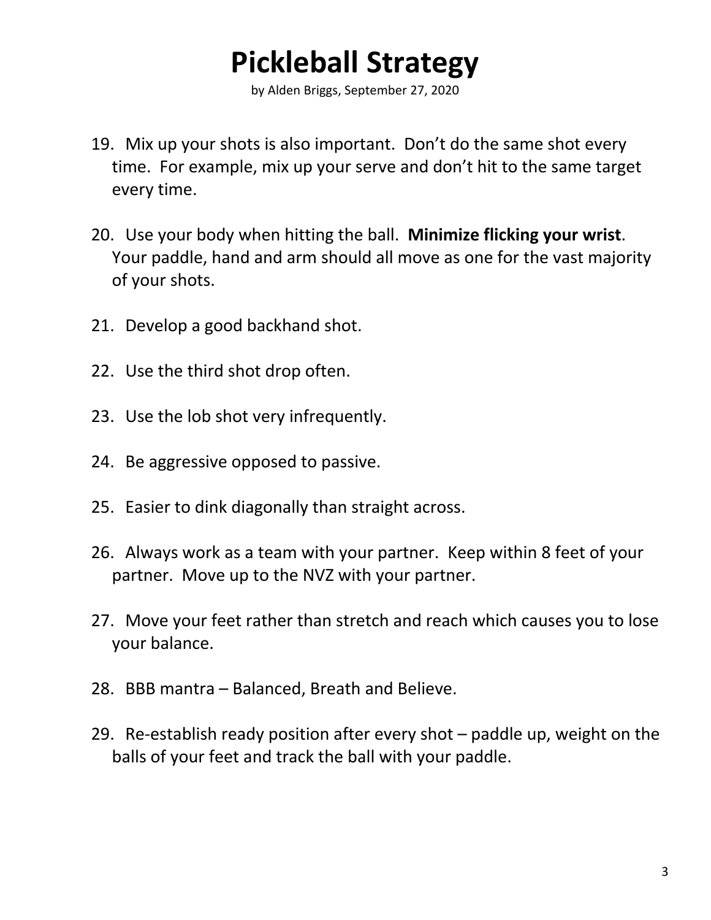19. Mix up your shots is also important. Don't do the same shot every time. For example, mix up your serve and don't hit to the same target every time.

20. Use your body when hitting the ball. **Minimize flicking your wrist**. Your paddle, hand and arm should all move as one for the vast majority of your shots.

21. Develop a good backhand shot.

22. Use the third shot drop often.

23. Use the lob shot very infrequently.

24. Be aggressive opposed to passive.

25. Easier to dink diagonally than straight across.

26. Always work as a team with your partner. Keep within 8 feet of your partner. Move up to the NVZ with your partner.

27. Move your feet rather than stretch and reach which causes you to lose your balance.

28. BBB mantra – Balanced, Breath and Believe.

29. Re-establish ready position after every shot – paddle up, weight on the balls of your feet and track the ball with your paddle.